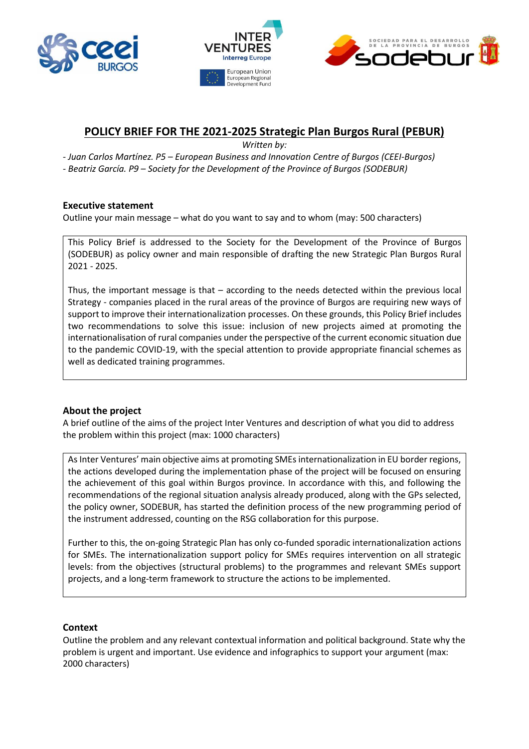# POLICY BRIEF FOR THE 2021-2025 Strategic Plan Burgos Rural (PEBUR)

*Written by:*

*- Juan Carlos Martínez. P5 – European Business and Innovation Centre of Burgos (CEEI-Burgos)*
*- Beatriz García. P9 – Society for the Development of the Province of Burgos (SODEBUR)*

## Executive statement

Outline your main message – what do you want to say and to whom (may: 500 characters)

This Policy Brief is addressed to the Society for the Development of the Province of Burgos (SODEBUR) as policy owner and main responsible of drafting the new Strategic Plan Burgos Rural 2021 - 2025.

Thus, the important message is that – according to the needs detected within the previous local Strategy - companies placed in the rural areas of the province of Burgos are requiring new ways of support to improve their internationalization processes. On these grounds, this Policy Brief includes two recommendations to solve this issue: inclusion of new projects aimed at promoting the internationalisation of rural companies under the perspective of the current economic situation due to the pandemic COVID-19, with the special attention to provide appropriate financial schemes as well as dedicated training programmes.

## About the project

A brief outline of the aims of the project Inter Ventures and description of what you did to address the problem within this project (max: 1000 characters)

As Inter Ventures' main objective aims at promoting SMEs internationalization in EU border regions, the actions developed during the implementation phase of the project will be focused on ensuring the achievement of this goal within Burgos province. In accordance with this, and following the recommendations of the regional situation analysis already produced, along with the GPs selected, the policy owner, SODEBUR, has started the definition process of the new programming period of the instrument addressed, counting on the RSG collaboration for this purpose.

Further to this, the on-going Strategic Plan has only co-funded sporadic internationalization actions for SMEs. The internationalization support policy for SMEs requires intervention on all strategic levels: from the objectives (structural problems) to the programmes and relevant SMEs support projects, and a long-term framework to structure the actions to be implemented.

## Context

Outline the problem and any relevant contextual information and political background. State why the problem is urgent and important. Use evidence and infographics to support your argument (max: 2000 characters)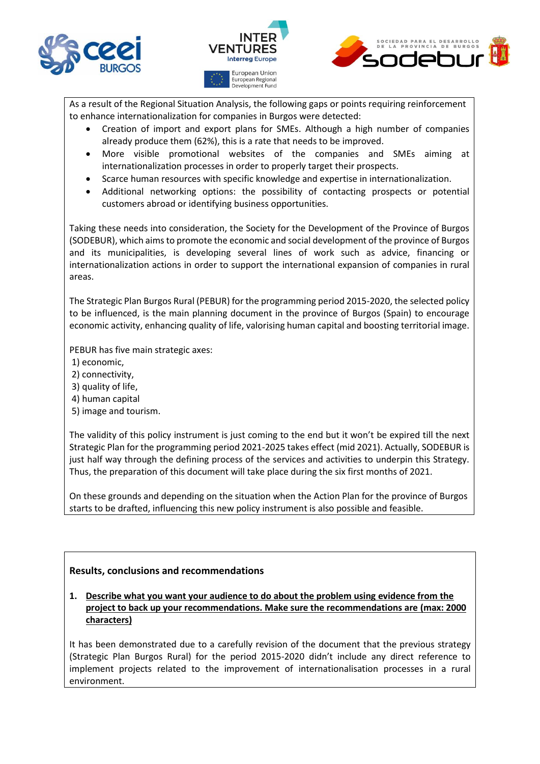As a result of the Regional Situation Analysis, the following gaps or points requiring reinforcement to enhance internationalization for companies in Burgos were detected:

- Creation of import and export plans for SMEs. Although a high number of companies already produce them (62%), this is a rate that needs to be improved.
- More visible promotional websites of the companies and SMEs aiming at internationalization processes in order to properly target their prospects.
- Scarce human resources with specific knowledge and expertise in internationalization.
- Additional networking options: the possibility of contacting prospects or potential customers abroad or identifying business opportunities.

Taking these needs into consideration, the Society for the Development of the Province of Burgos (SODEBUR), which aims to promote the economic and social development of the province of Burgos and its municipalities, is developing several lines of work such as advice, financing or internationalization actions in order to support the international expansion of companies in rural areas.

The Strategic Plan Burgos Rural (PEBUR) for the programming period 2015-2020, the selected policy to be influenced, is the main planning document in the province of Burgos (Spain) to encourage economic activity, enhancing quality of life, valorising human capital and boosting territorial image.

PEBUR has five main strategic axes:
1) economic,
2) connectivity,
3) quality of life,
4) human capital
5) image and tourism.

The validity of this policy instrument is just coming to the end but it won't be expired till the next Strategic Plan for the programming period 2021-2025 takes effect (mid 2021). Actually, SODEBUR is just half way through the defining process of the services and activities to underpin this Strategy. Thus, the preparation of this document will take place during the six first months of 2021.

On these grounds and depending on the situation when the Action Plan for the province of Burgos starts to be drafted, influencing this new policy instrument is also possible and feasible.

**Results, conclusions and recommendations**

1. **Describe what you want your audience to do about the problem using evidence from the project to back up your recommendations. Make sure the recommendations are (max: 2000 characters)**

It has been demonstrated due to a carefully revision of the document that the previous strategy (Strategic Plan Burgos Rural) for the period 2015-2020 didn't include any direct reference to implement projects related to the improvement of internationalisation processes in a rural environment.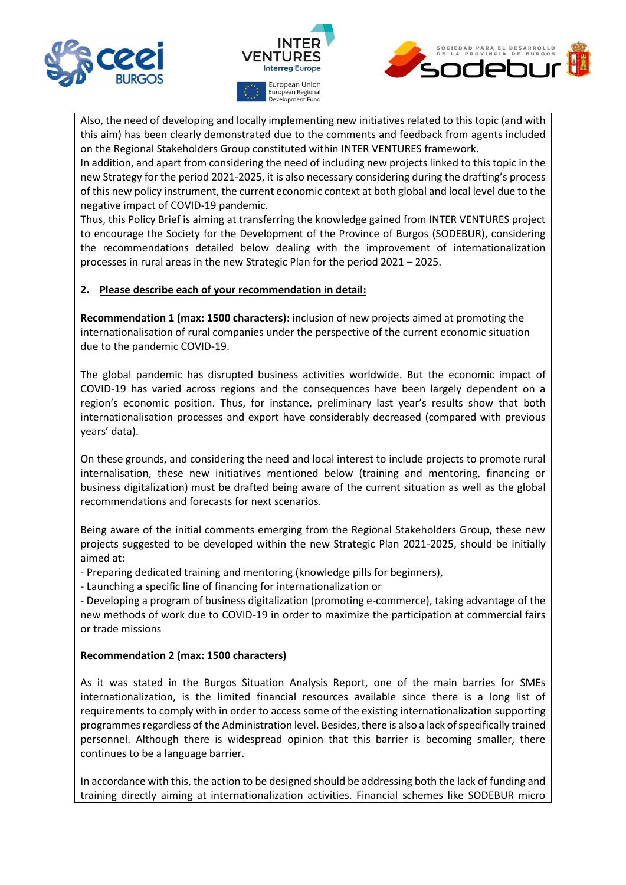Also, the need of developing and locally implementing new initiatives related to this topic (and with this aim) has been clearly demonstrated due to the comments and feedback from agents included on the Regional Stakeholders Group constituted within INTER VENTURES framework.
In addition, and apart from considering the need of including new projects linked to this topic in the new Strategy for the period 2021-2025, it is also necessary considering during the drafting's process of this new policy instrument, the current economic context at both global and local level due to the negative impact of COVID-19 pandemic.
Thus, this Policy Brief is aiming at transferring the knowledge gained from INTER VENTURES project to encourage the Society for the Development of the Province of Burgos (SODEBUR), considering the recommendations detailed below dealing with the improvement of internationalization processes in rural areas in the new Strategic Plan for the period 2021 – 2025.

**2. Please describe each of your recommendation in detail:**

**Recommendation 1 (max: 1500 characters):** inclusion of new projects aimed at promoting the internationalisation of rural companies under the perspective of the current economic situation due to the pandemic COVID-19.

The global pandemic has disrupted business activities worldwide. But the economic impact of COVID-19 has varied across regions and the consequences have been largely dependent on a region's economic position. Thus, for instance, preliminary last year's results show that both internationalisation processes and export have considerably decreased (compared with previous years' data).

On these grounds, and considering the need and local interest to include projects to promote rural internalisation, these new initiatives mentioned below (training and mentoring, financing or business digitalization) must be drafted being aware of the current situation as well as the global recommendations and forecasts for next scenarios.

Being aware of the initial comments emerging from the Regional Stakeholders Group, these new projects suggested to be developed within the new Strategic Plan 2021-2025, should be initially aimed at:

- Preparing dedicated training and mentoring (knowledge pills for beginners),
- Launching a specific line of financing for internationalization or
- Developing a program of business digitalization (promoting e-commerce), taking advantage of the new methods of work due to COVID-19 in order to maximize the participation at commercial fairs or trade missions

**Recommendation 2 (max: 1500 characters)**

As it was stated in the Burgos Situation Analysis Report, one of the main barries for SMEs internationalization, is the limited financial resources available since there is a long list of requirements to comply with in order to access some of the existing internationalization supporting programmes regardless of the Administration level. Besides, there is also a lack of specifically trained personnel. Although there is widespread opinion that this barrier is becoming smaller, there continues to be a language barrier.

In accordance with this, the action to be designed should be addressing both the lack of funding and training directly aiming at internationalization activities. Financial schemes like SODEBUR micro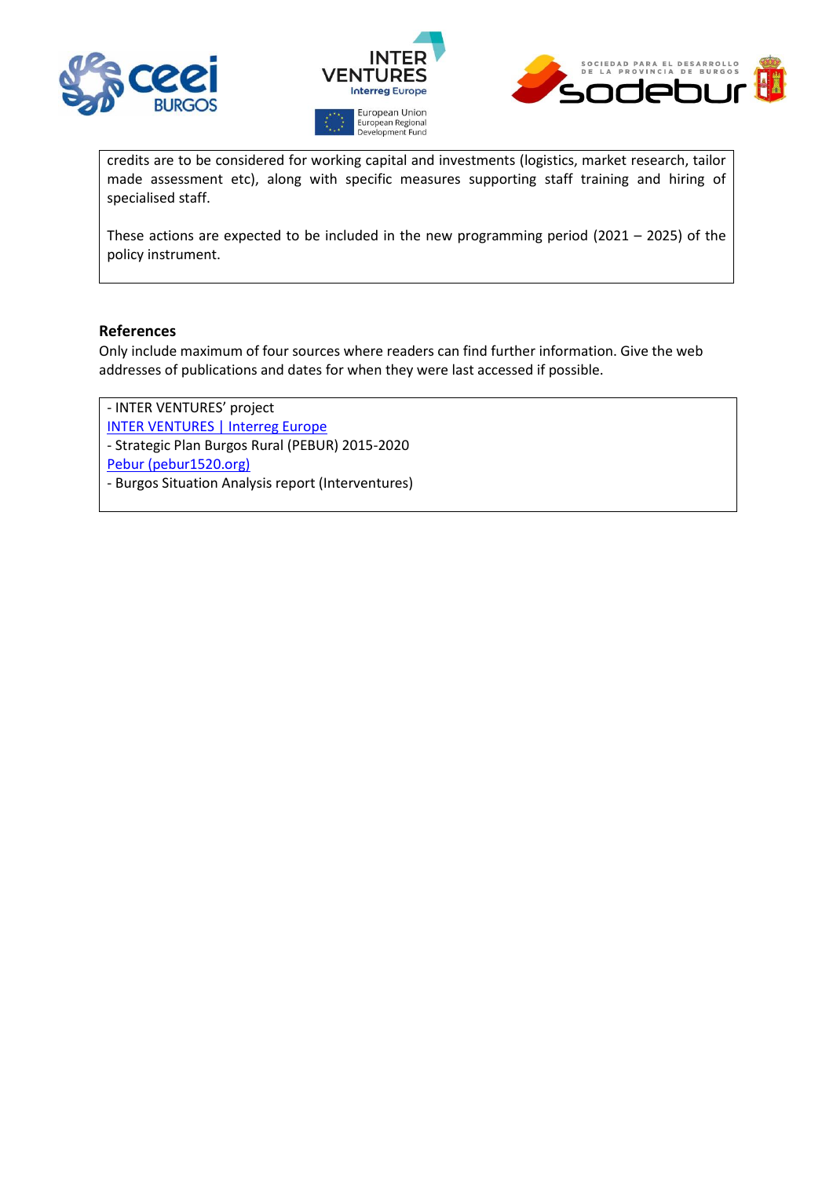credits are to be considered for working capital and investments (logistics, market research, tailor made assessment etc), along with specific measures supporting staff training and hiring of specialised staff.

These actions are expected to be included in the new programming period (2021 – 2025) of the policy instrument.

## References

Only include maximum of four sources where readers can find further information. Give the web addresses of publications and dates for when they were last accessed if possible.

- INTER VENTURES' project
[INTER VENTURES | Interreg Europe]
- Strategic Plan Burgos Rural (PEBUR) 2015-2020
[Pebur (pebur1520.org)]
- Burgos Situation Analysis report (Interventures)